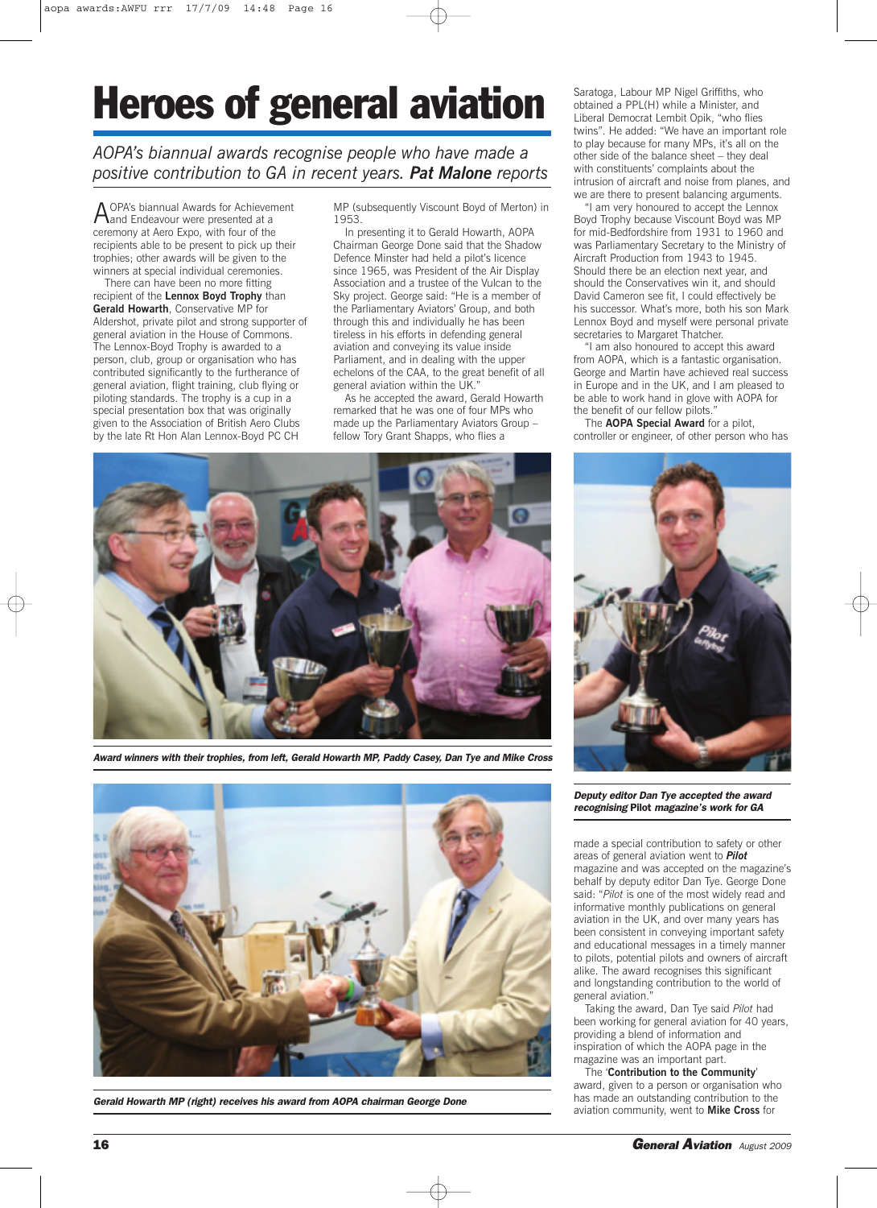# Heroes of general aviation

*AOPA's biannual awards recognise people who have made a positive contribution to GA in recent years.* ***Pat Malone*** *reports*

AOPA's biannual Awards for Achievement and Endeavour were presented at a ceremony at Aero Expo, with four of the recipients able to be present to pick up their trophies; other awards will be given to the winners at special individual ceremonies.

There can have been no more fitting recipient of the **Lennox Boyd Trophy** than **Gerald Howarth**, Conservative MP for Aldershot, private pilot and strong supporter of general aviation in the House of Commons. The Lennox-Boyd Trophy is awarded to a person, club, group or organisation who has contributed significantly to the furtherance of general aviation, flight training, club flying or piloting standards. The trophy is a cup in a special presentation box that was originally given to the Association of British Aero Clubs by the late Rt Hon Alan Lennox-Boyd PC CH MP (subsequently Viscount Boyd of Merton) in 1953.

In presenting it to Gerald Howarth, AOPA Chairman George Done said that the Shadow Defence Minster had held a pilot's licence since 1965, was President of the Air Display Association and a trustee of the Vulcan to the Sky project. George said: "He is a member of the Parliamentary Aviators' Group, and both through this and individually he has been tireless in his efforts in defending general aviation and conveying its value inside Parliament, and in dealing with the upper echelons of the CAA, to the great benefit of all general aviation within the UK."

As he accepted the award, Gerald Howarth remarked that he was one of four MPs who made up the Parliamentary Aviators Group – fellow Tory Grant Shapps, who flies a Saratoga, Labour MP Nigel Griffiths, who obtained a PPL(H) while a Minister, and Liberal Democrat Lembit Opik, "who flies twins". He added: "We have an important role to play because for many MPs, it's all on the other side of the balance sheet – they deal with constituents' complaints about the intrusion of aircraft and noise from planes, and we are there to present balancing arguments.

"I am very honoured to accept the Lennox Boyd Trophy because Viscount Boyd was MP for mid-Bedfordshire from 1931 to 1960 and was Parliamentary Secretary to the Ministry of Aircraft Production from 1943 to 1945. Should there be an election next year, and should the Conservatives win it, and should David Cameron see fit, I could effectively be his successor. What's more, both his son Mark Lennox Boyd and myself were personal private secretaries to Margaret Thatcher.

"I am also honoured to accept this award from AOPA, which is a fantastic organisation. George and Martin have achieved real success in Europe and in the UK, and I am pleased to be able to work hand in glove with AOPA for the benefit of our fellow pilots."

The **AOPA Special Award** for a pilot, controller or engineer, of other person who has made a special contribution to safety or other areas of general aviation went to ***Pilot*** magazine and was accepted on the magazine's behalf by deputy editor Dan Tye. George Done said: "*Pilot* is one of the most widely read and informative monthly publications on general aviation in the UK, and over many years has been consistent in conveying important safety and educational messages in a timely manner to pilots, potential pilots and owners of aircraft alike. The award recognises this significant and longstanding contribution to the world of general aviation."

Taking the award, Dan Tye said *Pilot* had been working for general aviation for 40 years, providing a blend of information and inspiration of which the AOPA page in the magazine was an important part.

The '**Contribution to the Community**' award, given to a person or organisation who has made an outstanding contribution to the aviation community, went to **Mike Cross** for

***Award winners with their trophies, from left, Gerald Howarth MP, Paddy Casey, Dan Tye and Mike Cross***

***Deputy editor Dan Tye accepted the award recognising Pilot magazine's work for GA***

***Gerald Howarth MP (right) receives his award from AOPA chairman George Done***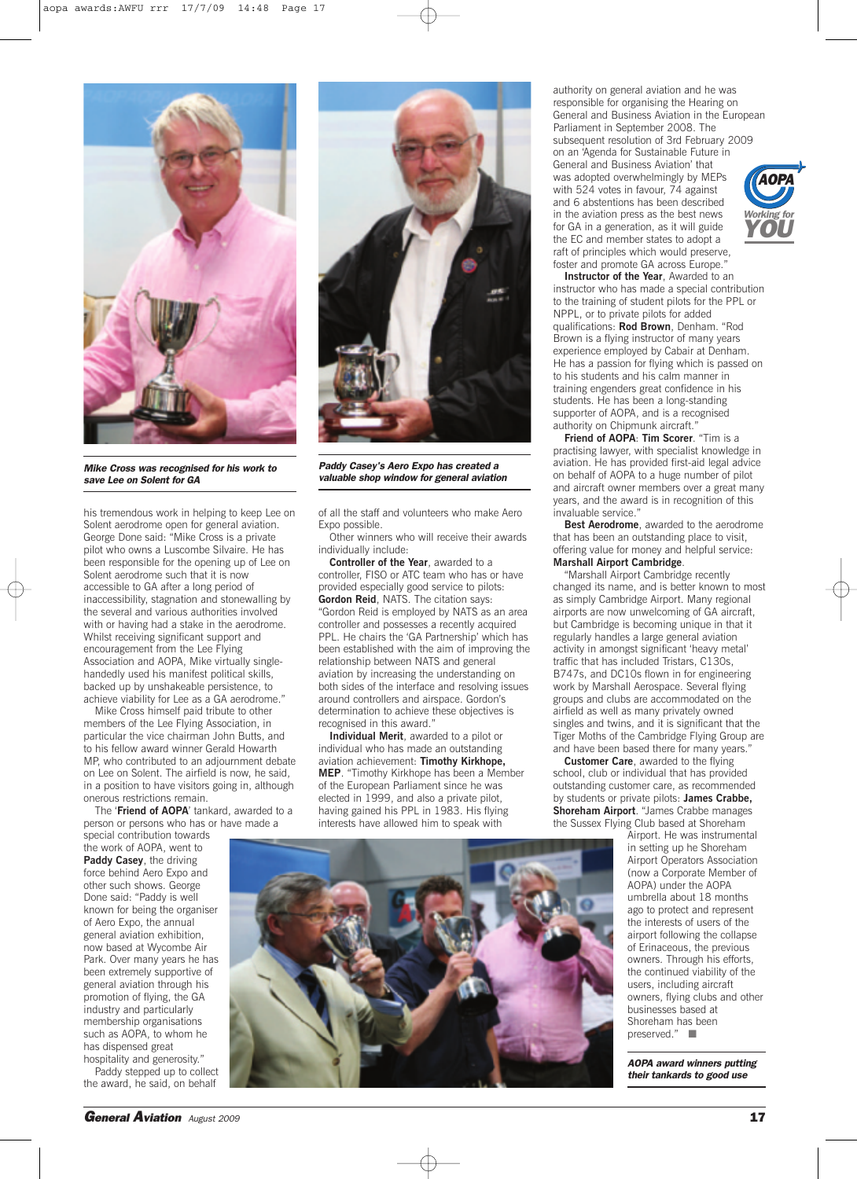*Mike Cross was recognised for his work to save Lee on Solent for GA*

his tremendous work in helping to keep Lee on Solent aerodrome open for general aviation. George Done said: "Mike Cross is a private pilot who owns a Luscombe Silvaire. He has been responsible for the opening up of Lee on Solent aerodrome such that it is now accessible to GA after a long period of inaccessibility, stagnation and stonewalling by the several and various authorities involved with or having had a stake in the aerodrome. Whilst receiving significant support and encouragement from the Lee Flying Association and AOPA, Mike virtually single-handedly used his manifest political skills, backed up by unshakeable persistence, to achieve viability for Lee as a GA aerodrome."

Mike Cross himself paid tribute to other members of the Lee Flying Association, in particular the vice chairman John Butts, and to his fellow award winner Gerald Howarth MP, who contributed to an adjournment debate on Lee on Solent. The airfield is now, he said, in a position to have visitors going in, although onerous restrictions remain.

The '**Friend of AOPA**' tankard, awarded to a person or persons who has or have made a special contribution towards the work of AOPA, went to **Paddy Casey**, the driving force behind Aero Expo and other such shows. George Done said: "Paddy is well known for being the organiser of Aero Expo, the annual general aviation exhibition, now based at Wycombe Air Park. Over many years he has been extremely supportive of general aviation through his promotion of flying, the GA industry and particularly membership organisations such as AOPA, to whom he has dispensed great hospitality and generosity."

Paddy stepped up to collect the award, he said, on behalf

*Paddy Casey's Aero Expo has created a valuable shop window for general aviation*

of all the staff and volunteers who make Aero Expo possible.

Other winners who will receive their awards individually include:

**Controller of the Year**, awarded to a controller, FISO or ATC team who has or have provided especially good service to pilots: **Gordon Reid**, NATS. The citation says: "Gordon Reid is employed by NATS as an area controller and possesses a recently acquired PPL. He chairs the 'GA Partnership' which has been established with the aim of improving the relationship between NATS and general aviation by increasing the understanding on both sides of the interface and resolving issues around controllers and airspace. Gordon's determination to achieve these objectives is recognised in this award."

**Individual Merit**, awarded to a pilot or individual who has made an outstanding aviation achievement: **Timothy Kirkhope, MEP**. "Timothy Kirkhope has been a Member of the European Parliament since he was elected in 1999, and also a private pilot, having gained his PPL in 1983. His flying interests have allowed him to speak with authority on general aviation and he was responsible for organising the Hearing on General and Business Aviation in the European Parliament in September 2008. The subsequent resolution of 3rd February 2009 on an 'Agenda for Sustainable Future in General and Business Aviation' that was adopted overwhelmingly by MEPs with 524 votes in favour, 74 against and 6 abstentions has been described in the aviation press as the best news for GA in a generation, as it will guide the EC and member states to adopt a raft of principles which would preserve, foster and promote GA across Europe."

AOPA Working for YOU

**Instructor of the Year**, Awarded to an instructor who has made a special contribution to the training of student pilots for the PPL or NPPL, or to private pilots for added qualifications: **Rod Brown**, Denham. "Rod Brown is a flying instructor of many years experience employed by Cabair at Denham. He has a passion for flying which is passed on to his students and his calm manner in training engenders great confidence in his students. He has been a long-standing supporter of AOPA, and is a recognised authority on Chipmunk aircraft."

**Friend of AOPA**: **Tim Scorer**. "Tim is a practising lawyer, with specialist knowledge in aviation. He has provided first-aid legal advice on behalf of AOPA to a huge number of pilot and aircraft owner members over a great many years, and the award is in recognition of this invaluable service."

**Best Aerodrome**, awarded to the aerodrome that has been an outstanding place to visit, offering value for money and helpful service: **Marshall Airport Cambridge**.

"Marshall Airport Cambridge recently changed its name, and is better known to most as simply Cambridge Airport. Many regional airports are now unwelcoming of GA aircraft, but Cambridge is becoming unique in that it regularly handles a large general aviation activity in amongst significant 'heavy metal' traffic that has included Tristars, C130s, B747s, and DC10s flown in for engineering work by Marshall Aerospace. Several flying groups and clubs are accommodated on the airfield as well as many privately owned singles and twins, and it is significant that the Tiger Moths of the Cambridge Flying Group are and have been based there for many years."

**Customer Care**, awarded to the flying school, club or individual that has provided outstanding customer care, as recommended by students or private pilots: **James Crabbe, Shoreham Airport**. "James Crabbe manages the Sussex Flying Club based at Shoreham Airport. He was instrumental in setting up he Shoreham Airport Operators Association (now a Corporate Member of AOPA) under the AOPA umbrella about 18 months ago to protect and represent the interests of users of the airport following the collapse of Erinaceous, the previous owners. Through his efforts, the continued viability of the airport for its users, including aircraft owners, flying clubs and other businesses based at Shoreham has been preserved." ■

*AOPA award winners putting their tankards to good use*